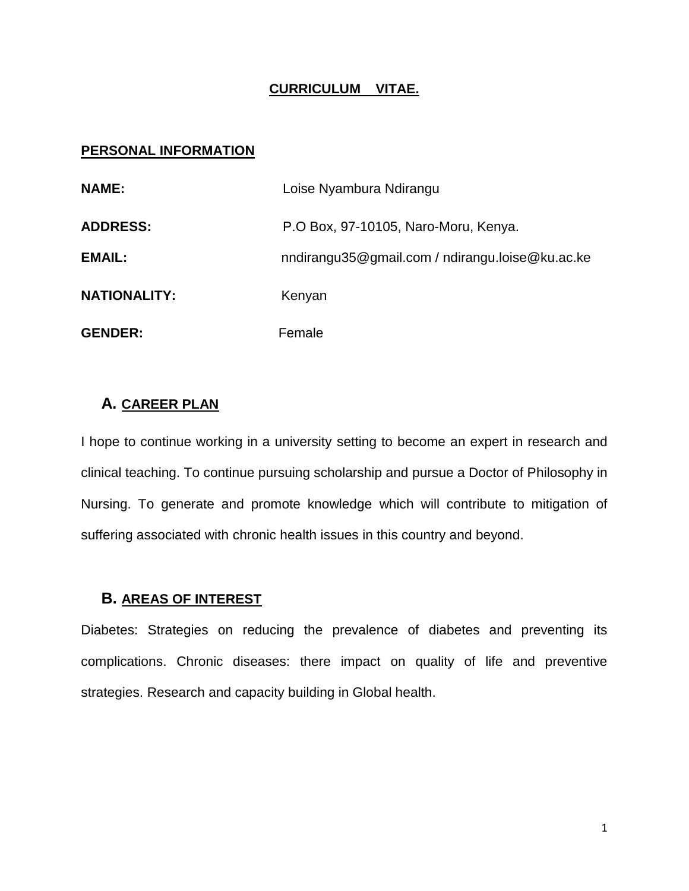# CURRICULUM VITAE.

## PERSONAL INFORMATION

| | |
|---|---|
| **NAME:** | Loise Nyambura Ndirangu |
| **ADDRESS:** | P.O Box, 97-10105, Naro-Moru, Kenya. |
| **EMAIL:** | nndirangu35@gmail.com / ndirangu.loise@ku.ac.ke |
| **NATIONALITY:** | Kenyan |
| **GENDER:** | Female |

## A. CAREER PLAN

I hope to continue working in a university setting to become an expert in research and clinical teaching. To continue pursuing scholarship and pursue a Doctor of Philosophy in Nursing. To generate and promote knowledge which will contribute to mitigation of suffering associated with chronic health issues in this country and beyond.

## B. AREAS OF INTEREST

Diabetes: Strategies on reducing the prevalence of diabetes and preventing its complications. Chronic diseases: there impact on quality of life and preventive strategies. Research and capacity building in Global health.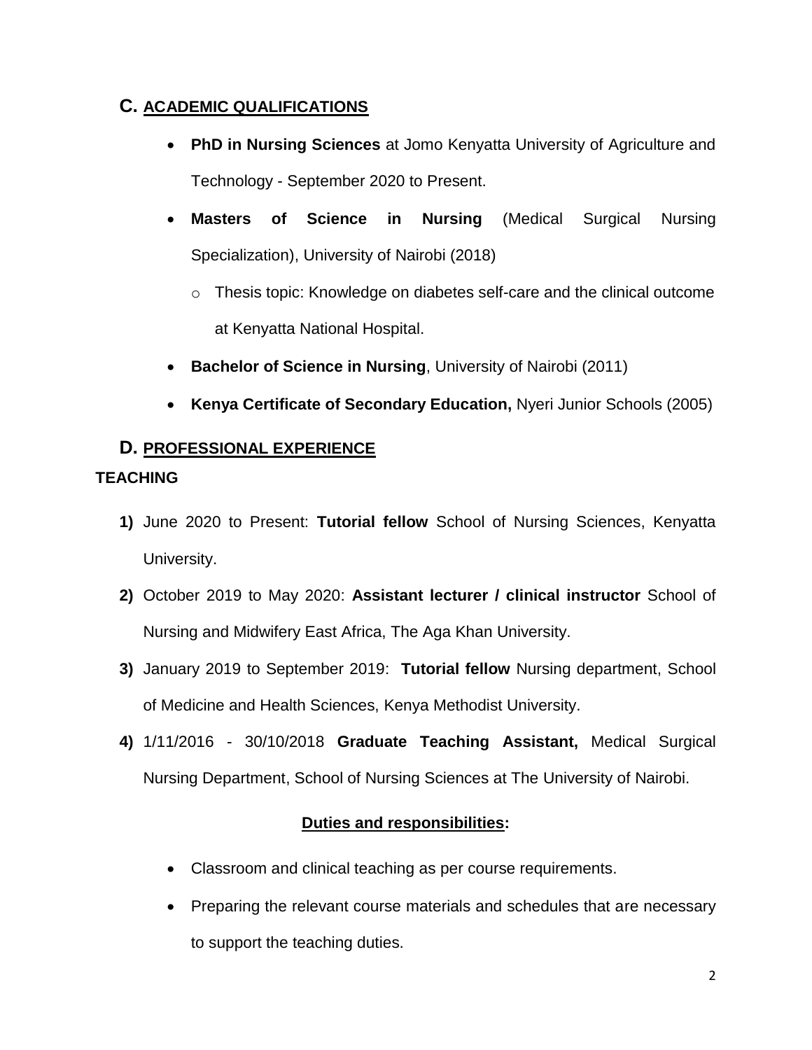## C. ACADEMIC QUALIFICATIONS

- **PhD in Nursing Sciences** at Jomo Kenyatta University of Agriculture and Technology - September 2020 to Present.
- **Masters of Science in Nursing** (Medical Surgical Nursing Specialization), University of Nairobi (2018)
  - Thesis topic: Knowledge on diabetes self-care and the clinical outcome at Kenyatta National Hospital.
- **Bachelor of Science in Nursing**, University of Nairobi (2011)
- **Kenya Certificate of Secondary Education,** Nyeri Junior Schools (2005)

## D. PROFESSIONAL EXPERIENCE

### TEACHING

1) June 2020 to Present: **Tutorial fellow** School of Nursing Sciences, Kenyatta University.
2) October 2019 to May 2020: **Assistant lecturer / clinical instructor** School of Nursing and Midwifery East Africa, The Aga Khan University.
3) January 2019 to September 2019: **Tutorial fellow** Nursing department, School of Medicine and Health Sciences, Kenya Methodist University.
4) 1/11/2016 - 30/10/2018 **Graduate Teaching Assistant,** Medical Surgical Nursing Department, School of Nursing Sciences at The University of Nairobi.

**Duties and responsibilities:**

- Classroom and clinical teaching as per course requirements.
- Preparing the relevant course materials and schedules that are necessary to support the teaching duties.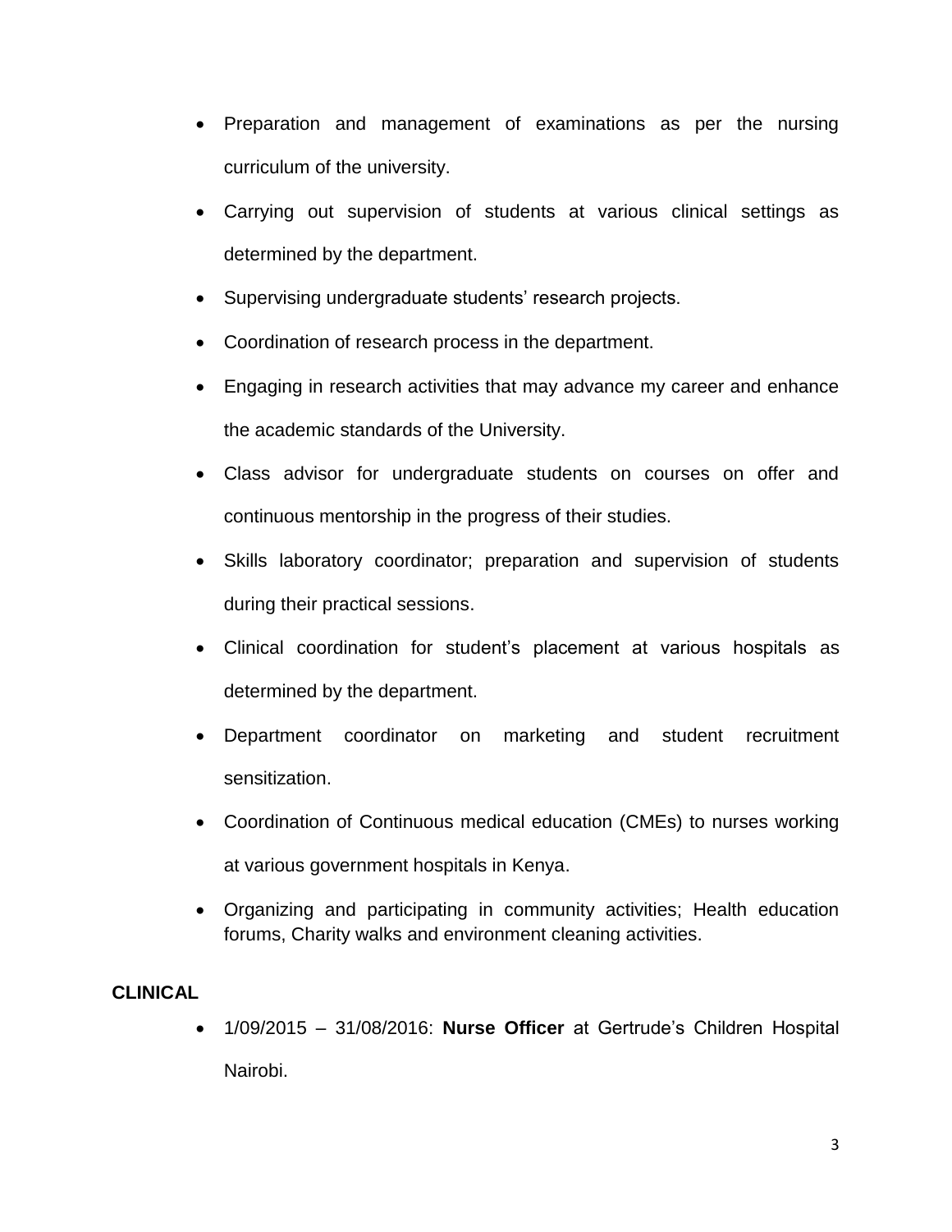- Preparation and management of examinations as per the nursing curriculum of the university.
- Carrying out supervision of students at various clinical settings as determined by the department.
- Supervising undergraduate students' research projects.
- Coordination of research process in the department.
- Engaging in research activities that may advance my career and enhance the academic standards of the University.
- Class advisor for undergraduate students on courses on offer and continuous mentorship in the progress of their studies.
- Skills laboratory coordinator; preparation and supervision of students during their practical sessions.
- Clinical coordination for student's placement at various hospitals as determined by the department.
- Department coordinator on marketing and student recruitment sensitization.
- Coordination of Continuous medical education (CMEs) to nurses working at various government hospitals in Kenya.
- Organizing and participating in community activities; Health education forums, Charity walks and environment cleaning activities.

**CLINICAL**

- 1/09/2015 – 31/08/2016: **Nurse Officer** at Gertrude's Children Hospital Nairobi.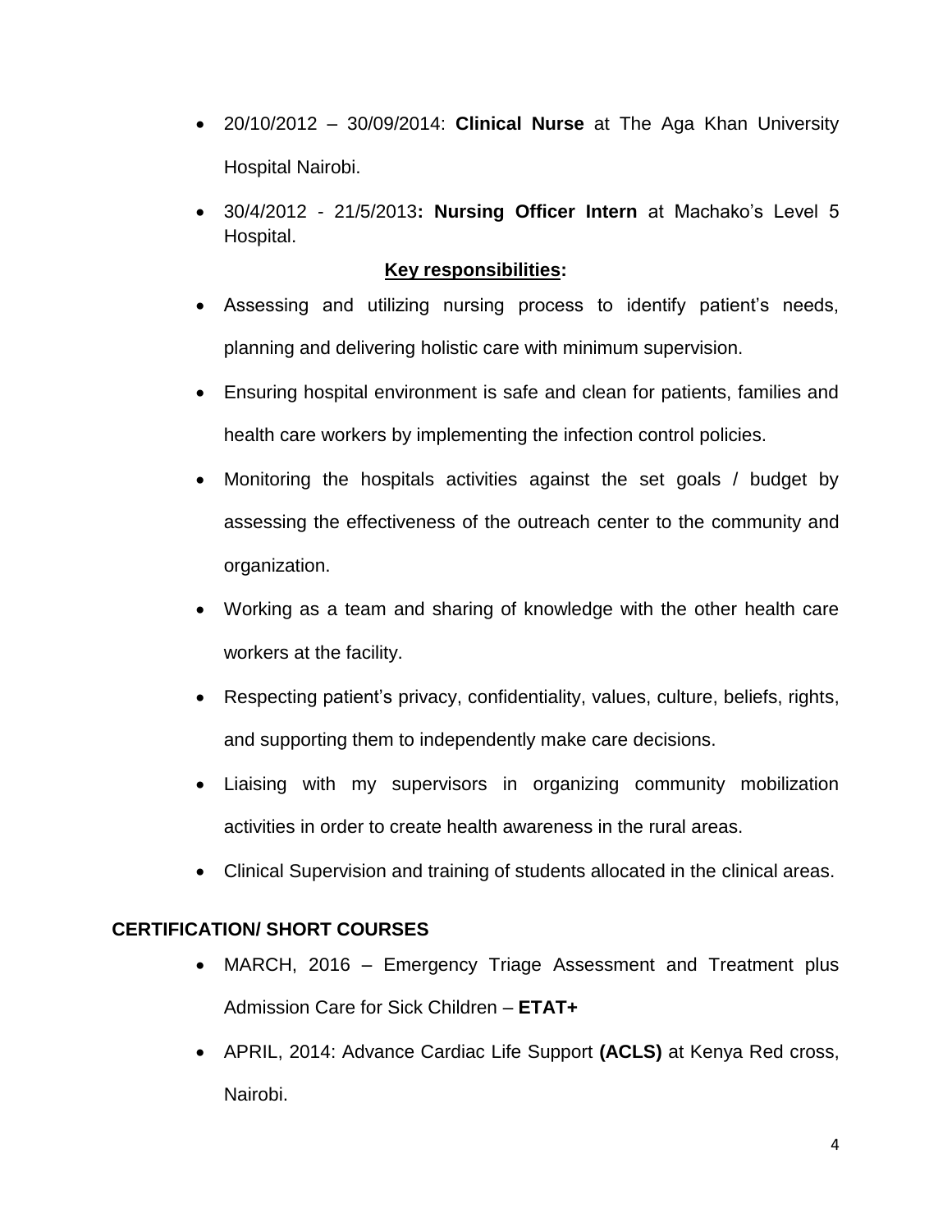- 20/10/2012 – 30/09/2014: **Clinical Nurse** at The Aga Khan University Hospital Nairobi.
- 30/4/2012 - 21/5/2013**: Nursing Officer Intern** at Machako's Level 5 Hospital.

**<u>Key responsibilities</u>:**

- Assessing and utilizing nursing process to identify patient's needs, planning and delivering holistic care with minimum supervision.
- Ensuring hospital environment is safe and clean for patients, families and health care workers by implementing the infection control policies.
- Monitoring the hospitals activities against the set goals / budget by assessing the effectiveness of the outreach center to the community and organization.
- Working as a team and sharing of knowledge with the other health care workers at the facility.
- Respecting patient's privacy, confidentiality, values, culture, beliefs, rights, and supporting them to independently make care decisions.
- Liaising with my supervisors in organizing community mobilization activities in order to create health awareness in the rural areas.
- Clinical Supervision and training of students allocated in the clinical areas.

**CERTIFICATION/ SHORT COURSES**

- MARCH, 2016 – Emergency Triage Assessment and Treatment plus Admission Care for Sick Children – **ETAT+**
- APRIL, 2014: Advance Cardiac Life Support **(ACLS)** at Kenya Red cross, Nairobi.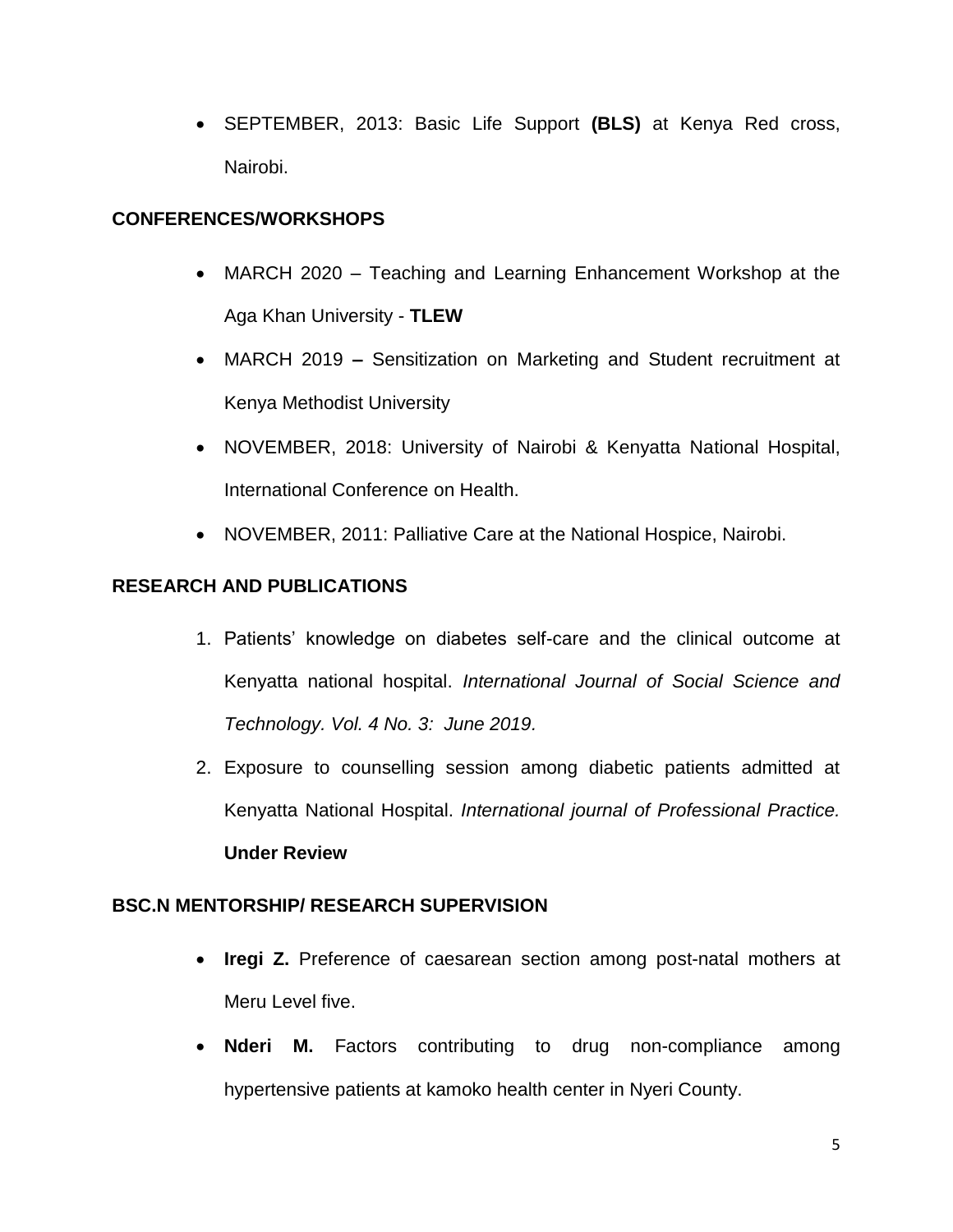- SEPTEMBER, 2013: Basic Life Support **(BLS)** at Kenya Red cross, Nairobi.

## CONFERENCES/WORKSHOPS

- MARCH 2020 – Teaching and Learning Enhancement Workshop at the Aga Khan University - **TLEW**
- MARCH 2019 **–** Sensitization on Marketing and Student recruitment at Kenya Methodist University
- NOVEMBER, 2018: University of Nairobi & Kenyatta National Hospital, International Conference on Health.
- NOVEMBER, 2011: Palliative Care at the National Hospice, Nairobi.

## RESEARCH AND PUBLICATIONS

1. Patients' knowledge on diabetes self-care and the clinical outcome at Kenyatta national hospital. *International Journal of Social Science and Technology. Vol. 4 No. 3: June 2019.*
2. Exposure to counselling session among diabetic patients admitted at Kenyatta National Hospital. *International journal of Professional Practice.* **Under Review**

## BSC.N MENTORSHIP/ RESEARCH SUPERVISION

- **Iregi Z.** Preference of caesarean section among post-natal mothers at Meru Level five.
- **Nderi M.** Factors contributing to drug non-compliance among hypertensive patients at kamoko health center in Nyeri County.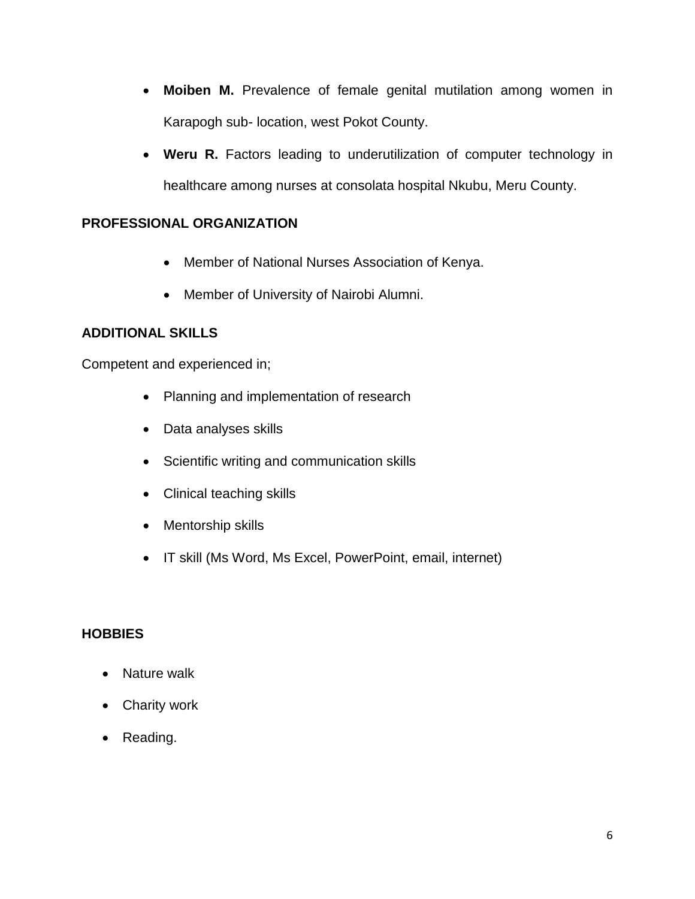- **Moiben M.** Prevalence of female genital mutilation among women in Karapogh sub- location, west Pokot County.
- **Weru R.** Factors leading to underutilization of computer technology in healthcare among nurses at consolata hospital Nkubu, Meru County.

## PROFESSIONAL ORGANIZATION

- Member of National Nurses Association of Kenya.
- Member of University of Nairobi Alumni.

## ADDITIONAL SKILLS

Competent and experienced in;

- Planning and implementation of research
- Data analyses skills
- Scientific writing and communication skills
- Clinical teaching skills
- Mentorship skills
- IT skill (Ms Word, Ms Excel, PowerPoint, email, internet)

## HOBBIES

- Nature walk
- Charity work
- Reading.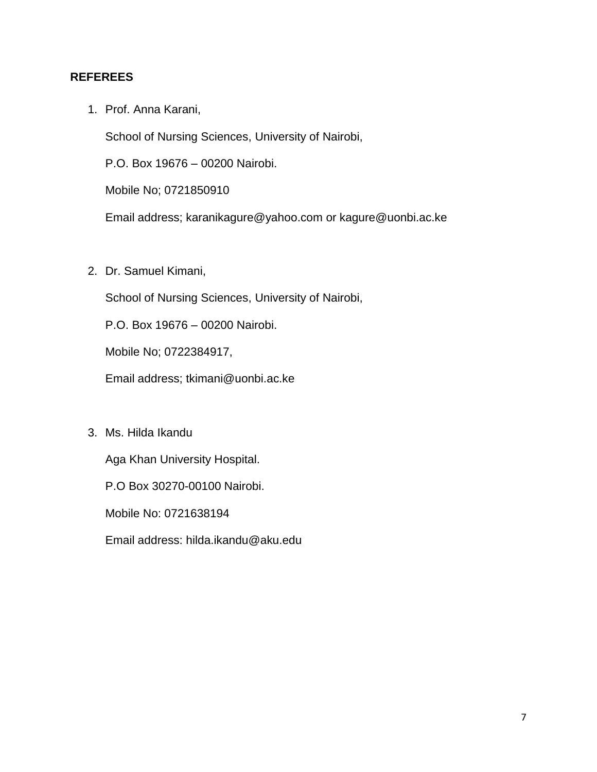**REFEREES**

1. Prof. Anna Karani,

   School of Nursing Sciences, University of Nairobi,

   P.O. Box 19676 – 00200 Nairobi.

   Mobile No; 0721850910

   Email address; karanikagure@yahoo.com or kagure@uonbi.ac.ke

2. Dr. Samuel Kimani,

   School of Nursing Sciences, University of Nairobi,

   P.O. Box 19676 – 00200 Nairobi.

   Mobile No; 0722384917,

   Email address; tkimani@uonbi.ac.ke

3. Ms. Hilda Ikandu

   Aga Khan University Hospital.

   P.O Box 30270-00100 Nairobi.

   Mobile No: 0721638194

   Email address: hilda.ikandu@aku.edu